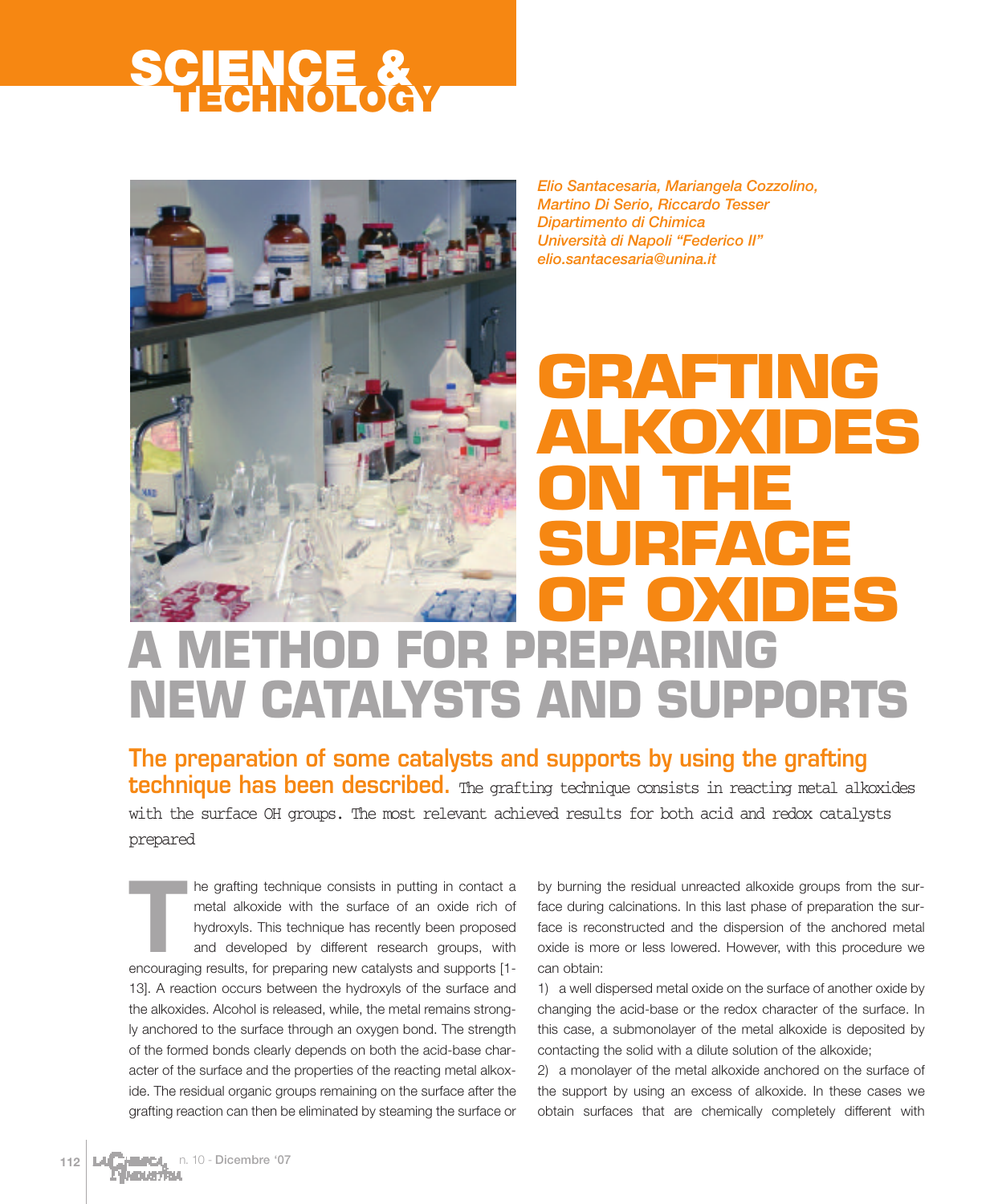SCIENCE & TECHNOLOGY

*Elio Santacesaria, Mariangela Cozzolino, Martino Di Serio, Riccardo Tesser*
*Dipartimento di Chimica*
*Università di Napoli "Federico II"*
*elio.santacesaria@unina.it*

# GRAFTING ALKOXIDES ON THE SURFACE OF OXIDES

## A METHOD FOR PREPARING NEW CATALYSTS AND SUPPORTS

**The preparation of some catalysts and supports by using the grafting technique has been described.** The grafting technique consists in reacting metal alkoxides with the surface OH groups. The most relevant achieved results for both acid and redox catalysts prepared

The grafting technique consists in putting in contact a metal alkoxide with the surface of an oxide rich of hydroxyls. This technique has recently been proposed and developed by different research groups, with encouraging results, for preparing new catalysts and supports [1-13]. A reaction occurs between the hydroxyls of the surface and the alkoxides. Alcohol is released, while, the metal remains strongly anchored to the surface through an oxygen bond. The strength of the formed bonds clearly depends on both the acid-base character of the surface and the properties of the reacting metal alkoxide. The residual organic groups remaining on the surface after the grafting reaction can then be eliminated by steaming the surface or by burning the residual unreacted alkoxide groups from the surface during calcinations. In this last phase of preparation the surface is reconstructed and the dispersion of the anchored metal oxide is more or less lowered. However, with this procedure we can obtain:

1) a well dispersed metal oxide on the surface of another oxide by changing the acid-base or the redox character of the surface. In this case, a submonolayer of the metal alkoxide is deposited by contacting the solid with a dilute solution of the alkoxide;

2) a monolayer of the metal alkoxide anchored on the surface of the support by using an excess of alkoxide. In these cases we obtain surfaces that are chemically completely different with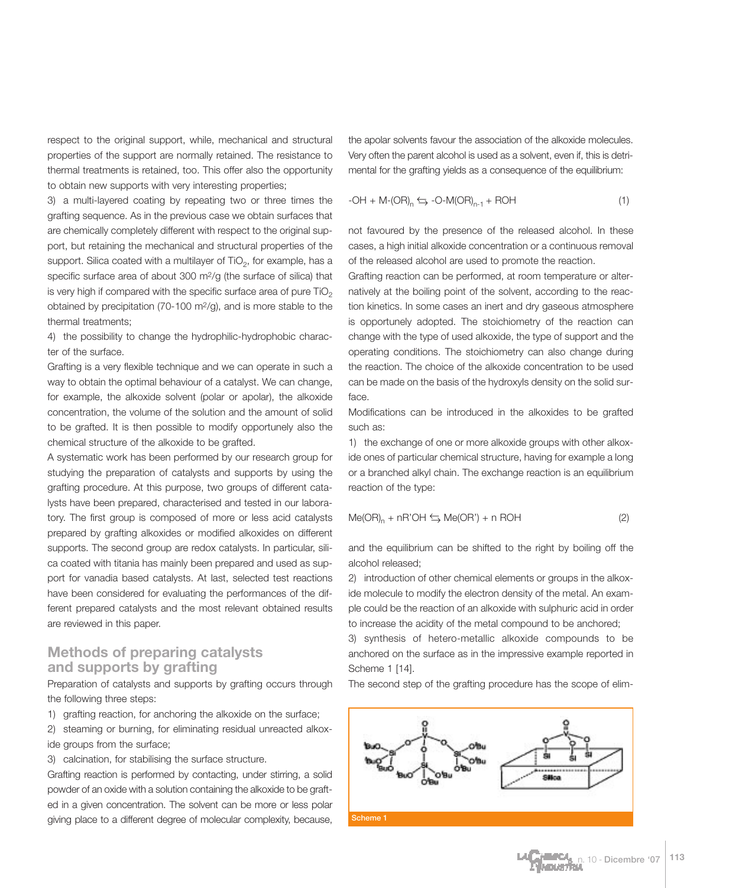respect to the original support, while, mechanical and structural properties of the support are normally retained. The resistance to thermal treatments is retained, too. This offer also the opportunity to obtain new supports with very interesting properties;

3) a multi-layered coating by repeating two or three times the grafting sequence. As in the previous case we obtain surfaces that are chemically completely different with respect to the original support, but retaining the mechanical and structural properties of the support. Silica coated with a multilayer of $TiO_2$, for example, has a specific surface area of about 300 $m^2/g$ (the surface of silica) that is very high if compared with the specific surface area of pure $TiO_2$ obtained by precipitation (70-100 $m^2/g$), and is more stable to the thermal treatments;

4) the possibility to change the hydrophilic-hydrophobic character of the surface.

Grafting is a very flexible technique and we can operate in such a way to obtain the optimal behaviour of a catalyst. We can change, for example, the alkoxide solvent (polar or apolar), the alkoxide concentration, the volume of the solution and the amount of solid to be grafted. It is then possible to modify opportunely also the chemical structure of the alkoxide to be grafted.

A systematic work has been performed by our research group for studying the preparation of catalysts and supports by using the grafting procedure. At this purpose, two groups of different catalysts have been prepared, characterised and tested in our laboratory. The first group is composed of more or less acid catalysts prepared by grafting alkoxides or modified alkoxides on different supports. The second group are redox catalysts. In particular, silica coated with titania has mainly been prepared and used as support for vanadia based catalysts. At last, selected test reactions have been considered for evaluating the performances of the different prepared catalysts and the most relevant obtained results are reviewed in this paper.

## Methods of preparing catalysts and supports by grafting

Preparation of catalysts and supports by grafting occurs through the following three steps:

1) grafting reaction, for anchoring the alkoxide on the surface;
2) steaming or burning, for eliminating residual unreacted alkoxide groups from the surface;
3) calcination, for stabilising the surface structure.

Grafting reaction is performed by contacting, under stirring, a solid powder of an oxide with a solution containing the alkoxide to be grafted in a given concentration. The solvent can be more or less polar giving place to a different degree of molecular complexity, because, the apolar solvents favour the association of the alkoxide molecules. Very often the parent alcohol is used as a solvent, even if, this is detrimental for the grafting yields as a consequence of the equilibrium:

$$-OH + M\text{-}(OR)_n \leftrightarrows -O\text{-}M(OR)_{n-1} + ROH \qquad (1)$$

not favoured by the presence of the released alcohol. In these cases, a high initial alkoxide concentration or a continuous removal of the released alcohol are used to promote the reaction.

Grafting reaction can be performed, at room temperature or alternatively at the boiling point of the solvent, according to the reaction kinetics. In some cases an inert and dry gaseous atmosphere is opportunely adopted. The stoichiometry of the reaction can change with the type of used alkoxide, the type of support and the operating conditions. The stoichiometry can also change during the reaction. The choice of the alkoxide concentration to be used can be made on the basis of the hydroxyls density on the solid surface.

Modifications can be introduced in the alkoxides to be grafted such as:

1) the exchange of one or more alkoxide groups with other alkoxide ones of particular chemical structure, having for example a long or a branched alkyl chain. The exchange reaction is an equilibrium reaction of the type:

$$Me(OR)_n + nR'OH \leftrightarrows Me(OR') + n\ ROH \qquad (2)$$

and the equilibrium can be shifted to the right by boiling off the alcohol released;

2) introduction of other chemical elements or groups in the alkoxide molecule to modify the electron density of the metal. An example could be the reaction of an alkoxide with sulphuric acid in order to increase the acidity of the metal compound to be anchored;

3) synthesis of hetero-metallic alkoxide compounds to be anchored on the surface as in the impressive example reported in Scheme 1 [14].

The second step of the grafting procedure has the scope of elim-

Scheme 1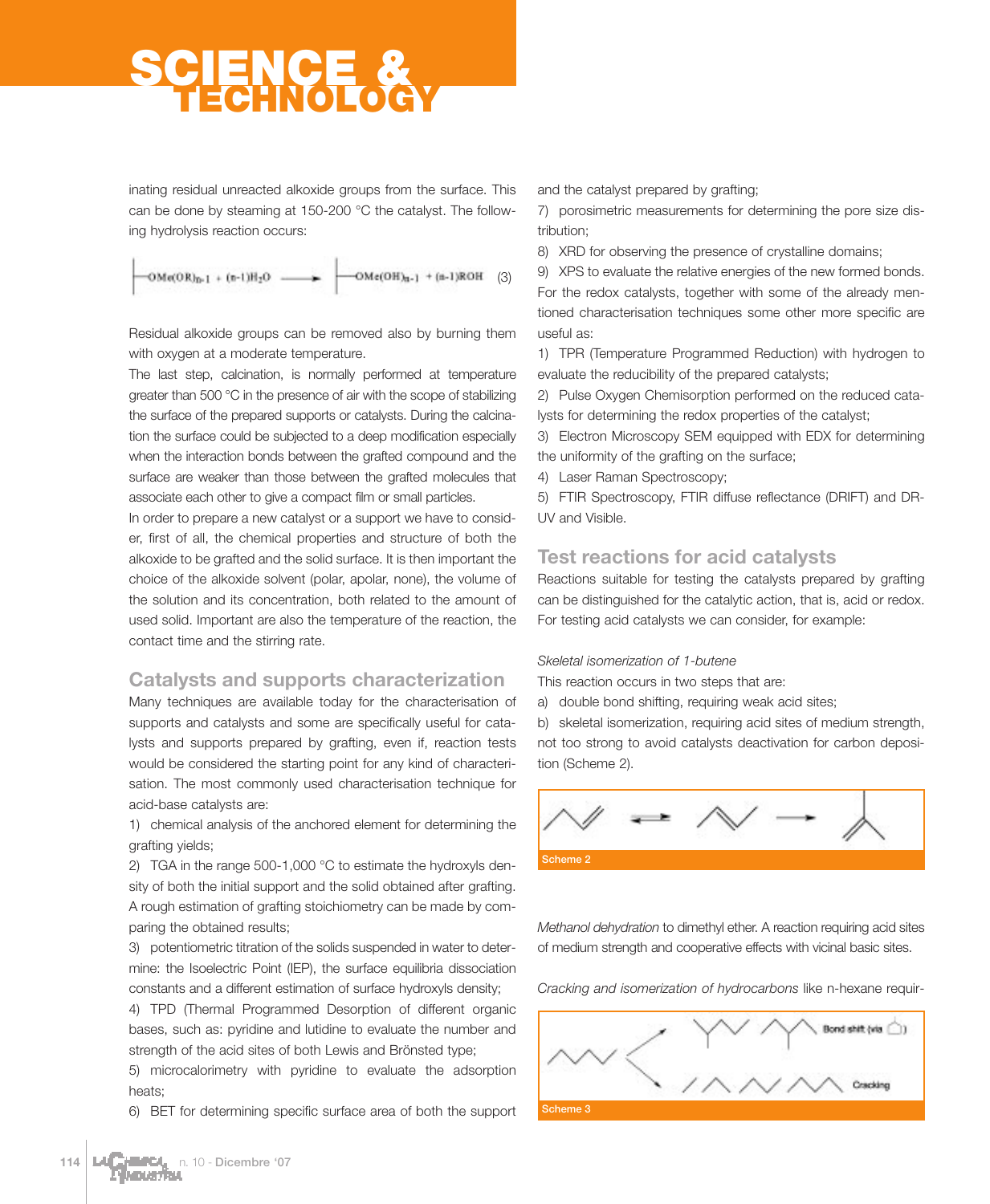inating residual unreacted alkoxide groups from the surface. This can be done by steaming at 150-200 °C the catalyst. The following hydrolysis reaction occurs:

$$\vdash OMe(OR)_{n-1} + (n-1)H_2O \longrightarrow \vdash OMe(OH)_{n-1} + (n-1)ROH \quad (3)$$

Residual alkoxide groups can be removed also by burning them with oxygen at a moderate temperature.

The last step, calcination, is normally performed at temperature greater than 500 °C in the presence of air with the scope of stabilizing the surface of the prepared supports or catalysts. During the calcination the surface could be subjected to a deep modification especially when the interaction bonds between the grafted compound and the surface are weaker than those between the grafted molecules that associate each other to give a compact film or small particles.

In order to prepare a new catalyst or a support we have to consider, first of all, the chemical properties and structure of both the alkoxide to be grafted and the solid surface. It is then important the choice of the alkoxide solvent (polar, apolar, none), the volume of the solution and its concentration, both related to the amount of used solid. Important are also the temperature of the reaction, the contact time and the stirring rate.

## Catalysts and supports characterization

Many techniques are available today for the characterisation of supports and catalysts and some are specifically useful for catalysts and supports prepared by grafting, even if, reaction tests would be considered the starting point for any kind of characterisation. The most commonly used characterisation technique for acid-base catalysts are:

1) chemical analysis of the anchored element for determining the grafting yields;
2) TGA in the range 500-1,000 °C to estimate the hydroxyls density of both the initial support and the solid obtained after grafting. A rough estimation of grafting stoichiometry can be made by comparing the obtained results;
3) potentiometric titration of the solids suspended in water to determine: the Isoelectric Point (IEP), the surface equilibria dissociation constants and a different estimation of surface hydroxyls density;
4) TPD (Thermal Programmed Desorption of different organic bases, such as: pyridine and lutidine to evaluate the number and strength of the acid sites of both Lewis and Brönsted type;
5) microcalorimetry with pyridine to evaluate the adsorption heats;
6) BET for determining specific surface area of both the support and the catalyst prepared by grafting;
7) porosimetric measurements for determining the pore size distribution;
8) XRD for observing the presence of crystalline domains;
9) XPS to evaluate the relative energies of the new formed bonds.

For the redox catalysts, together with some of the already mentioned characterisation techniques some other more specific are useful as:

1) TPR (Temperature Programmed Reduction) with hydrogen to evaluate the reducibility of the prepared catalysts;
2) Pulse Oxygen Chemisorption performed on the reduced catalysts for determining the redox properties of the catalyst;
3) Electron Microscopy SEM equipped with EDX for determining the uniformity of the grafting on the surface;
4) Laser Raman Spectroscopy;
5) FTIR Spectroscopy, FTIR diffuse reflectance (DRIFT) and DR-UV and Visible.

## Test reactions for acid catalysts

Reactions suitable for testing the catalysts prepared by grafting can be distinguished for the catalytic action, that is, acid or redox. For testing acid catalysts we can consider, for example:

*Skeletal isomerization of 1-butene*

This reaction occurs in two steps that are:

a) double bond shifting, requiring weak acid sites;
b) skeletal isomerization, requiring acid sites of medium strength, not too strong to avoid catalysts deactivation for carbon deposition (Scheme 2).

Scheme 2

*Methanol dehydration* to dimethyl ether. A reaction requiring acid sites of medium strength and cooperative effects with vicinal basic sites.

*Cracking and isomerization of hydrocarbons* like n-hexane requir-

Bond shift (via ◇)

Cracking

Scheme 3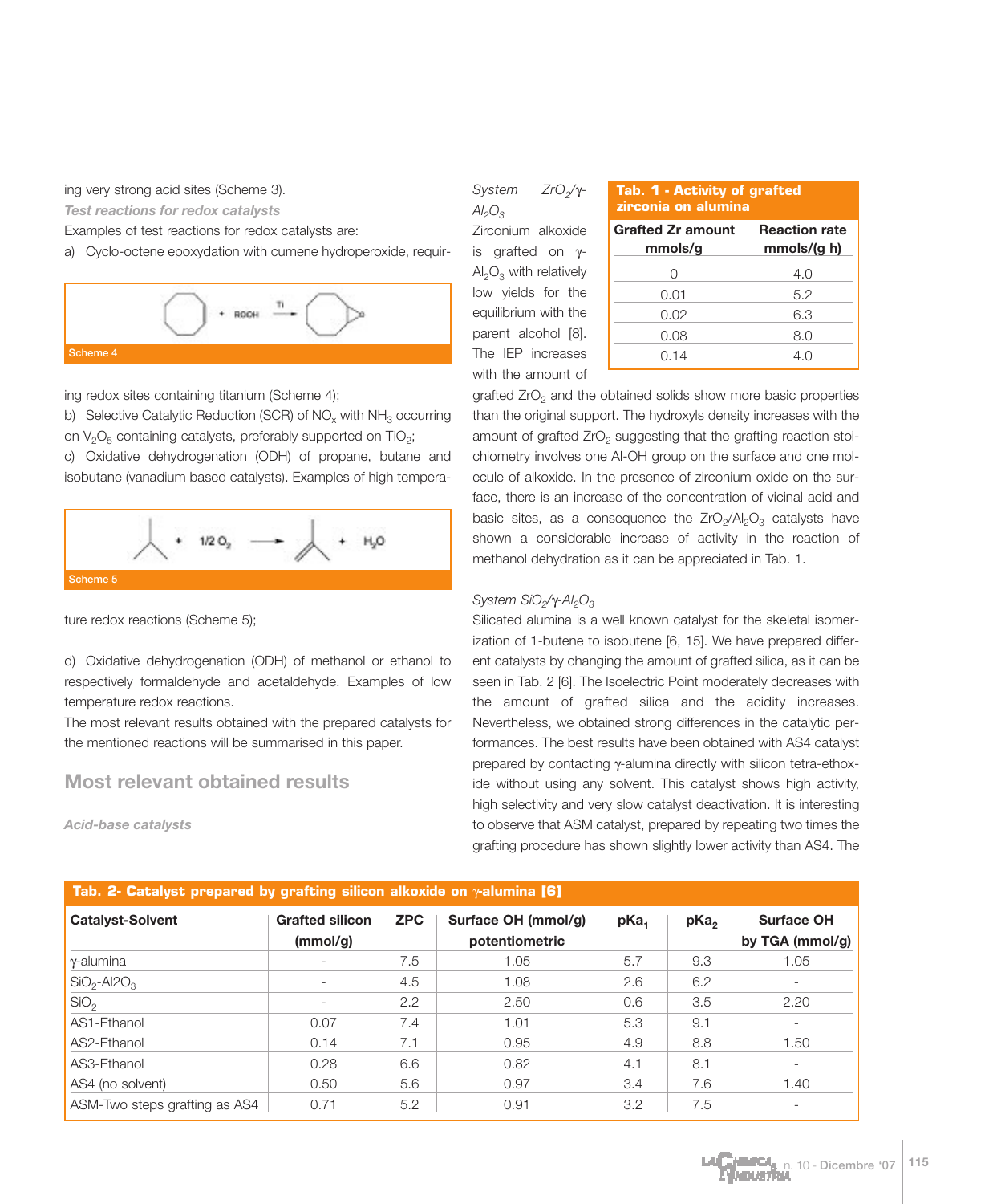ing very strong acid sites (Scheme 3).

*Test reactions for redox catalysts*

Examples of test reactions for redox catalysts are:

a) Cyclo-octene epoxydation with cumene hydroperoxide, requiring redox sites containing titanium (Scheme 4);

Scheme 4

b) Selective Catalytic Reduction (SCR) of $NO_x$ with $NH_3$ occurring on $V_2O_5$ containing catalysts, preferably supported on $TiO_2$;

c) Oxidative dehydrogenation (ODH) of propane, butane and isobutane (vanadium based catalysts). Examples of high temperature redox reactions (Scheme 5);

Scheme 5

d) Oxidative dehydrogenation (ODH) of methanol or ethanol to respectively formaldehyde and acetaldehyde. Examples of low temperature redox reactions.

The most relevant results obtained with the prepared catalysts for the mentioned reactions will be summarised in this paper.

## Most relevant obtained results

*Acid-base catalysts*

*System $ZrO_2$/γ-$Al_2O_3$*

Zirconium alkoxide is grafted on γ-$Al_2O_3$ with relatively low yields for the equilibrium with the parent alcohol [8]. The IEP increases with the amount of grafted $ZrO_2$ and the obtained solids show more basic properties than the original support. The hydroxyls density increases with the amount of grafted $ZrO_2$ suggesting that the grafting reaction stoichiometry involves one Al-OH group on the surface and one molecule of alkoxide. In the presence of zirconium oxide on the surface, there is an increase of the concentration of vicinal acid and basic sites, as a consequence the $ZrO_2/Al_2O_3$ catalysts have shown a considerable increase of activity in the reaction of methanol dehydration as it can be appreciated in Tab. 1.

**Tab. 1 - Activity of grafted zirconia on alumina**

| Grafted Zr amount mmols/g | Reaction rate mmols/(g h) |
|---|---|
| 0 | 4.0 |
| 0.01 | 5.2 |
| 0.02 | 6.3 |
| 0.08 | 8.0 |
| 0.14 | 4.0 |

*System $SiO_2$/γ-$Al_2O_3$*

Silicated alumina is a well known catalyst for the skeletal isomerization of 1-butene to isobutene [6, 15]. We have prepared different catalysts by changing the amount of grafted silica, as it can be seen in Tab. 2 [6]. The Isoelectric Point moderately decreases with the amount of grafted silica and the acidity increases. Nevertheless, we obtained strong differences in the catalytic performances. The best results have been obtained with AS4 catalyst prepared by contacting γ-alumina directly with silicon tetra-ethoxide without using any solvent. This catalyst shows high activity, high selectivity and very slow catalyst deactivation. It is interesting to observe that ASM catalyst, prepared by repeating two times the grafting procedure has shown slightly lower activity than AS4. The

**Tab. 2- Catalyst prepared by grafting silicon alkoxide on γ-alumina [6]**

| Catalyst-Solvent | Grafted silicon (mmol/g) | ZPC | Surface OH (mmol/g) potentiometric | $pKa_1$ | $pKa_2$ | Surface OH by TGA (mmol/g) |
|---|---|---|---|---|---|---|
| γ-alumina | - | 7.5 | 1.05 | 5.7 | 9.3 | 1.05 |
| $SiO_2$-$Al2O_3$ | - | 4.5 | 1.08 | 2.6 | 6.2 | - |
| $SiO_2$ | - | 2.2 | 2.50 | 0.6 | 3.5 | 2.20 |
| AS1-Ethanol | 0.07 | 7.4 | 1.01 | 5.3 | 9.1 | - |
| AS2-Ethanol | 0.14 | 7.1 | 0.95 | 4.9 | 8.8 | 1.50 |
| AS3-Ethanol | 0.28 | 6.6 | 0.82 | 4.1 | 8.1 | - |
| AS4 (no solvent) | 0.50 | 5.6 | 0.97 | 3.4 | 7.6 | 1.40 |
| ASM-Two steps grafting as AS4 | 0.71 | 5.2 | 0.91 | 3.2 | 7.5 | - |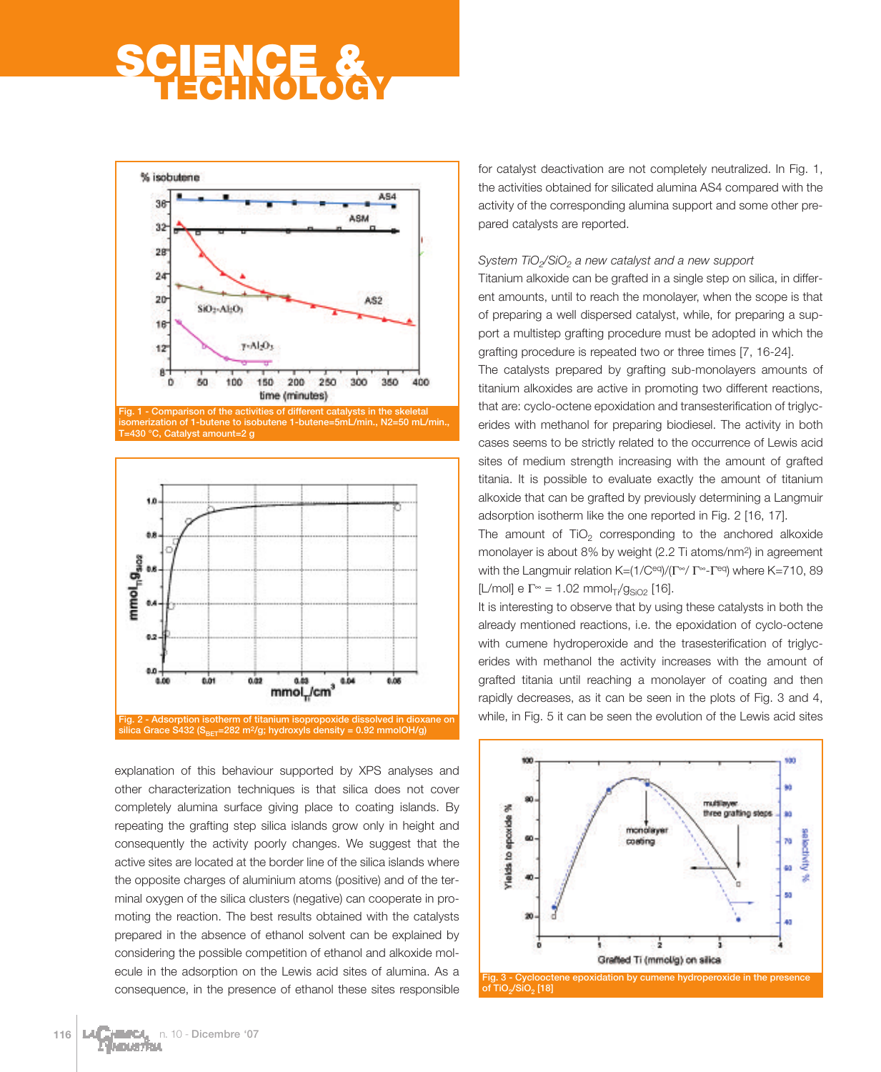Fig. 1 - Comparison of the activities of different catalysts in the skeletal isomerization of 1-butene to isobutene 1-butene=5mL/min., N2=50 mL/min., T=430 °C, Catalyst amount=2 g

Fig. 2 - Adsorption isotherm of titanium isopropoxide dissolved in dioxane on silica Grace S432 ($S_{BET}$=282 m²/g; hydroxyls density = 0.92 mmolOH/g)

explanation of this behaviour supported by XPS analyses and other characterization techniques is that silica does not cover completely alumina surface giving place to coating islands. By repeating the grafting step silica islands grow only in height and consequently the activity poorly changes. We suggest that the active sites are located at the border line of the silica islands where the opposite charges of aluminium atoms (positive) and of the terminal oxygen of the silica clusters (negative) can cooperate in promoting the reaction. The best results obtained with the catalysts prepared in the absence of ethanol solvent can be explained by considering the possible competition of ethanol and alkoxide molecule in the adsorption on the Lewis acid sites of alumina. As a consequence, in the presence of ethanol these sites responsible for catalyst deactivation are not completely neutralized. In Fig. 1, the activities obtained for silicated alumina AS4 compared with the activity of the corresponding alumina support and some other prepared catalysts are reported.

*System $TiO_2/SiO_2$ a new catalyst and a new support*

Titanium alkoxide can be grafted in a single step on silica, in different amounts, until to reach the monolayer, when the scope is that of preparing a well dispersed catalyst, while, for preparing a support a multistep grafting procedure must be adopted in which the grafting procedure is repeated two or three times [7, 16-24].

The catalysts prepared by grafting sub-monolayers amounts of titanium alkoxides are active in promoting two different reactions, that are: cyclo-octene epoxidation and transesterification of triglycerides with methanol for preparing biodiesel. The activity in both cases seems to be strictly related to the occurrence of Lewis acid sites of medium strength increasing with the amount of grafted titania. It is possible to evaluate exactly the amount of titanium alkoxide that can be grafted by previously determining a Langmuir adsorption isotherm like the one reported in Fig. 2 [16, 17].

The amount of $TiO_2$ corresponding to the anchored alkoxide monolayer is about 8% by weight (2.2 Ti atoms/nm²) in agreement with the Langmuir relation $K=(1/C^{eq})/(\Gamma^{\infty}/\Gamma^{\infty}-\Gamma^{eq})$ where K=710, 89 [L/mol] e $\Gamma^{\infty}$ = 1.02 $mmol_{Ti}/g_{SiO2}$ [16].

It is interesting to observe that by using these catalysts in both the already mentioned reactions, i.e. the epoxidation of cyclo-octene with cumene hydroperoxide and the trasesterification of triglycerides with methanol the activity increases with the amount of grafted titania until reaching a monolayer of coating and then rapidly decreases, as it can be seen in the plots of Fig. 3 and 4, while, in Fig. 5 it can be seen the evolution of the Lewis acid sites

Fig. 3 - Cyclooctene epoxidation by cumene hydroperoxide in the presence of $TiO_2/SiO_2$ [18]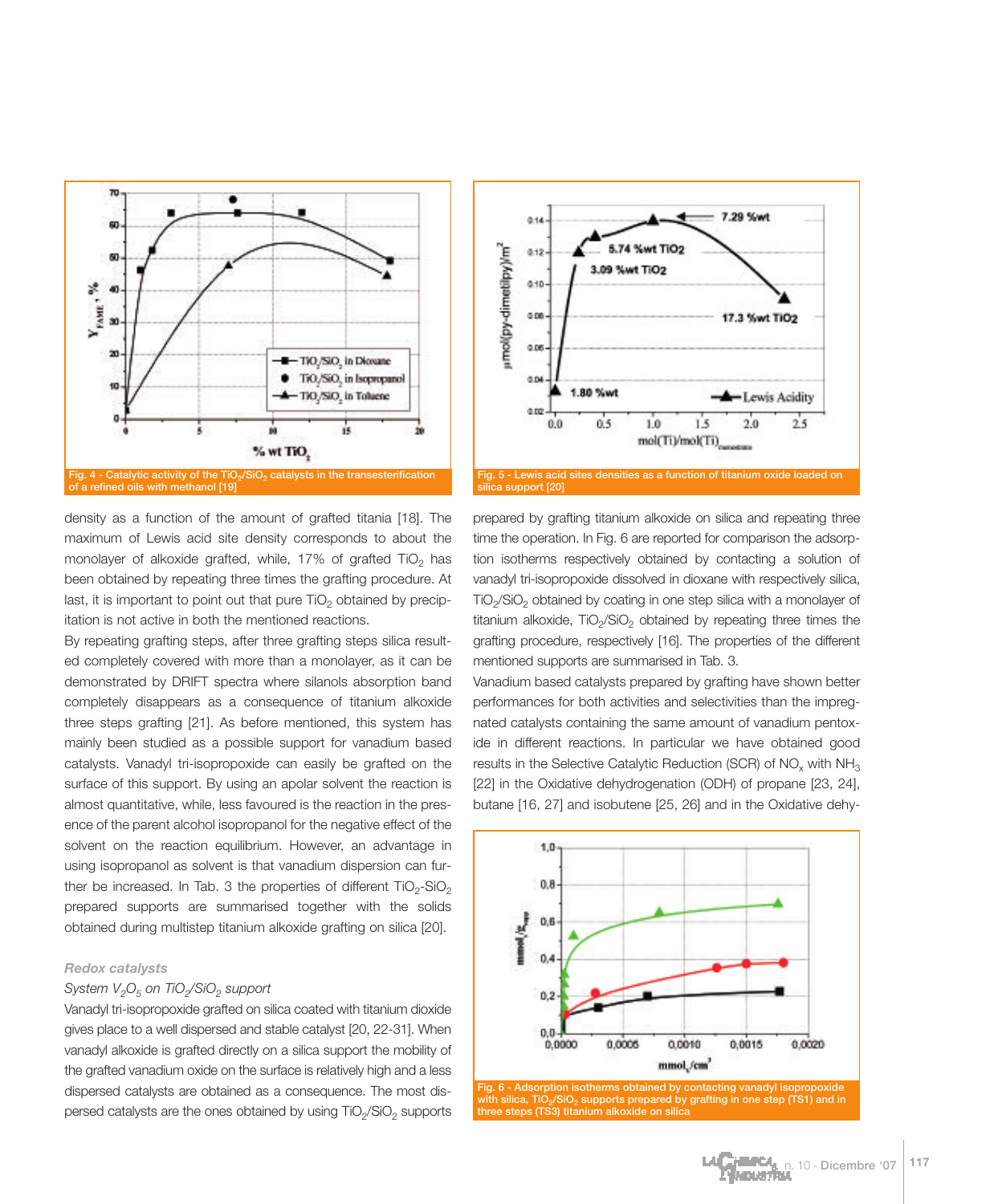Fig. 4 - Catalytic activity of the $TiO_2/SiO_2$ catalysts in the transesterification of a refined oils with methanol [19]

Fig. 5 - Lewis acid sites densities as a function of titanium oxide loaded on silica support [20]

density as a function of the amount of grafted titania [18]. The maximum of Lewis acid site density corresponds to about the monolayer of alkoxide grafted, while, 17% of grafted $TiO_2$ has been obtained by repeating three times the grafting procedure. At last, it is important to point out that pure $TiO_2$ obtained by precipitation is not active in both the mentioned reactions.

By repeating grafting steps, after three grafting steps silica resulted completely covered with more than a monolayer, as it can be demonstrated by DRIFT spectra where silanols absorption band completely disappears as a consequence of titanium alkoxide three steps grafting [21]. As before mentioned, this system has mainly been studied as a possible support for vanadium based catalysts. Vanadyl tri-isopropoxide can easily be grafted on the surface of this support. By using an apolar solvent the reaction is almost quantitative, while, less favoured is the reaction in the presence of the parent alcohol isopropanol for the negative effect of the solvent on the reaction equilibrium. However, an advantage in using isopropanol as solvent is that vanadium dispersion can further be increased. In Tab. 3 the properties of different $TiO_2$-$SiO_2$ prepared supports are summarised together with the solids obtained during multistep titanium alkoxide grafting on silica [20].

### *Redox catalysts*

*System $V_2O_5$ on $TiO_2/SiO_2$ support*

Vanadyl tri-isopropoxide grafted on silica coated with titanium dioxide gives place to a well dispersed and stable catalyst [20, 22-31]. When vanadyl alkoxide is grafted directly on a silica support the mobility of the grafted vanadium oxide on the surface is relatively high and a less dispersed catalysts are obtained as a consequence. The most dispersed catalysts are the ones obtained by using $TiO_2/SiO_2$ supports prepared by grafting titanium alkoxide on silica and repeating three time the operation. In Fig. 6 are reported for comparison the adsorption isotherms respectively obtained by contacting a solution of vanadyl tri-isopropoxide dissolved in dioxane with respectively silica, $TiO_2/SiO_2$ obtained by coating in one step silica with a monolayer of titanium alkoxide, $TiO_2/SiO_2$ obtained by repeating three times the grafting procedure, respectively [16]. The properties of the different mentioned supports are summarised in Tab. 3.

Vanadium based catalysts prepared by grafting have shown better performances for both activities and selectivities than the impregnated catalysts containing the same amount of vanadium pentoxide in different reactions. In particular we have obtained good results in the Selective Catalytic Reduction (SCR) of $NO_x$ with $NH_3$ [22] in the Oxidative dehydrogenation (ODH) of propane [23, 24], butane [16, 27] and isobutene [25, 26] and in the Oxidative dehy-

Fig. 6 - Adsorption isotherms obtained by contacting vanadyl isopropoxide with silica, $TiO_2/SiO_2$ supports prepared by grafting in one step (TS1) and in three steps (TS3) titanium alkoxide on silica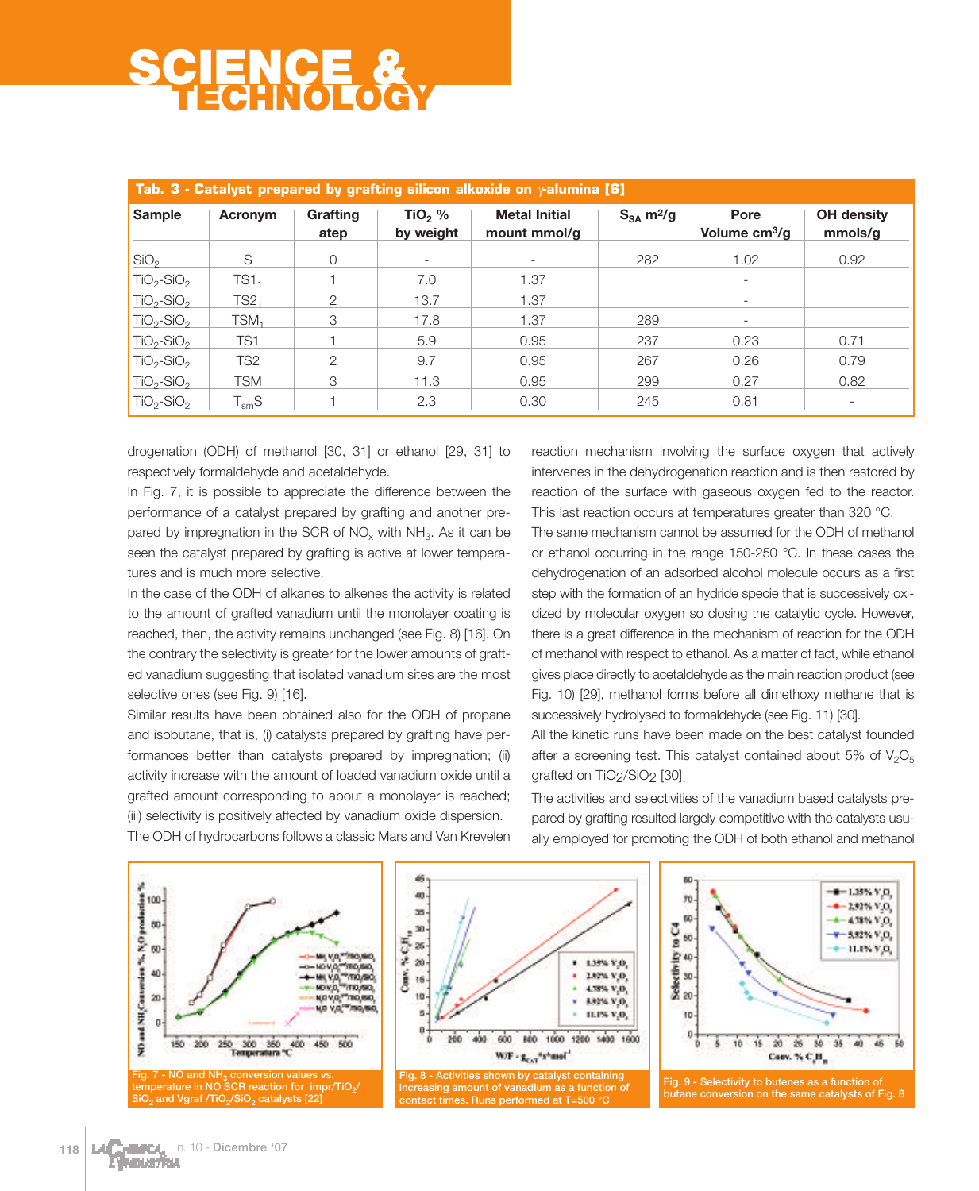**Tab. 3 - Catalyst prepared by grafting silicon alkoxide on γ-alumina [6]**

| Sample | Acronym | Grafting atep | $TiO_2$ % by weight | Metal Initial mount mmol/g | $S_{SA}$ m²/g | Pore Volume cm³/g | OH density mmols/g |
|---|---|---|---|---|---|---|---|
| $SiO_2$ | S | 0 | - | - | 282 | 1.02 | 0.92 |
| $TiO_2$-$SiO_2$ | $TS1_1$ | 1 | 7.0 | 1.37 | | - | |
| $TiO_2$-$SiO_2$ | $TS2_1$ | 2 | 13.7 | 1.37 | | - | |
| $TiO_2$-$SiO_2$ | $TSM_1$ | 3 | 17.8 | 1.37 | 289 | - | |
| $TiO_2$-$SiO_2$ | TS1 | 1 | 5.9 | 0.95 | 237 | 0.23 | 0.71 |
| $TiO_2$-$SiO_2$ | TS2 | 2 | 9.7 | 0.95 | 267 | 0.26 | 0.79 |
| $TiO_2$-$SiO_2$ | TSM | 3 | 11.3 | 0.95 | 299 | 0.27 | 0.82 |
| $TiO_2$-$SiO_2$ | $T_{sm}S$ | 1 | 2.3 | 0.30 | 245 | 0.81 | - |

drogenation (ODH) of methanol [30, 31] or ethanol [29, 31] to respectively formaldehyde and acetaldehyde.

In Fig. 7, it is possible to appreciate the difference between the performance of a catalyst prepared by grafting and another prepared by impregnation in the SCR of $NO_x$ with $NH_3$. As it can be seen the catalyst prepared by grafting is active at lower temperatures and is much more selective.

In the case of the ODH of alkanes to alkenes the activity is related to the amount of grafted vanadium until the monolayer coating is reached, then, the activity remains unchanged (see Fig. 8) [16]. On the contrary the selectivity is greater for the lower amounts of grafted vanadium suggesting that isolated vanadium sites are the most selective ones (see Fig. 9) [16].

Similar results have been obtained also for the ODH of propane and isobutane, that is, (i) catalysts prepared by grafting have performances better than catalysts prepared by impregnation; (ii) activity increase with the amount of loaded vanadium oxide until a grafted amount corresponding to about a monolayer is reached; (iii) selectivity is positively affected by vanadium oxide dispersion.

The ODH of hydrocarbons follows a classic Mars and Van Krevelen reaction mechanism involving the surface oxygen that actively intervenes in the dehydrogenation reaction and is then restored by reaction of the surface with gaseous oxygen fed to the reactor. This last reaction occurs at temperatures greater than 320 °C.

The same mechanism cannot be assumed for the ODH of methanol or ethanol occurring in the range 150-250 °C. In these cases the dehydrogenation of an adsorbed alcohol molecule occurs as a first step with the formation of an hydride specie that is successively oxidized by molecular oxygen so closing the catalytic cycle. However, there is a great difference in the mechanism of reaction for the ODH of methanol with respect to ethanol. As a matter of fact, while ethanol gives place directly to acetaldehyde as the main reaction product (see Fig. 10) [29], methanol forms before all dimethoxy methane that is successively hydrolysed to formaldehyde (see Fig. 11) [30].

All the kinetic runs have been made on the best catalyst founded after a screening test. This catalyst contained about 5% of $V_2O_5$ grafted on $TiO_2/SiO_2$ [30].

The activities and selectivities of the vanadium based catalysts prepared by grafting resulted largely competitive with the catalysts usually employed for promoting the ODH of both ethanol and methanol

Fig. 7 - NO and $NH_3$ conversion values vs. temperature in NO SCR reaction for impr/$TiO_2$/$SiO_2$ and Vgraf /$TiO_2$/$SiO_2$ catalysts [22]

Fig. 8 - Activities shown by catalyst containing increasing amount of vanadium as a function of contact times. Runs performed at T=500 °C

Fig. 9 - Selectivity to butenes as a function of butane conversion on the same catalysts of Fig. 8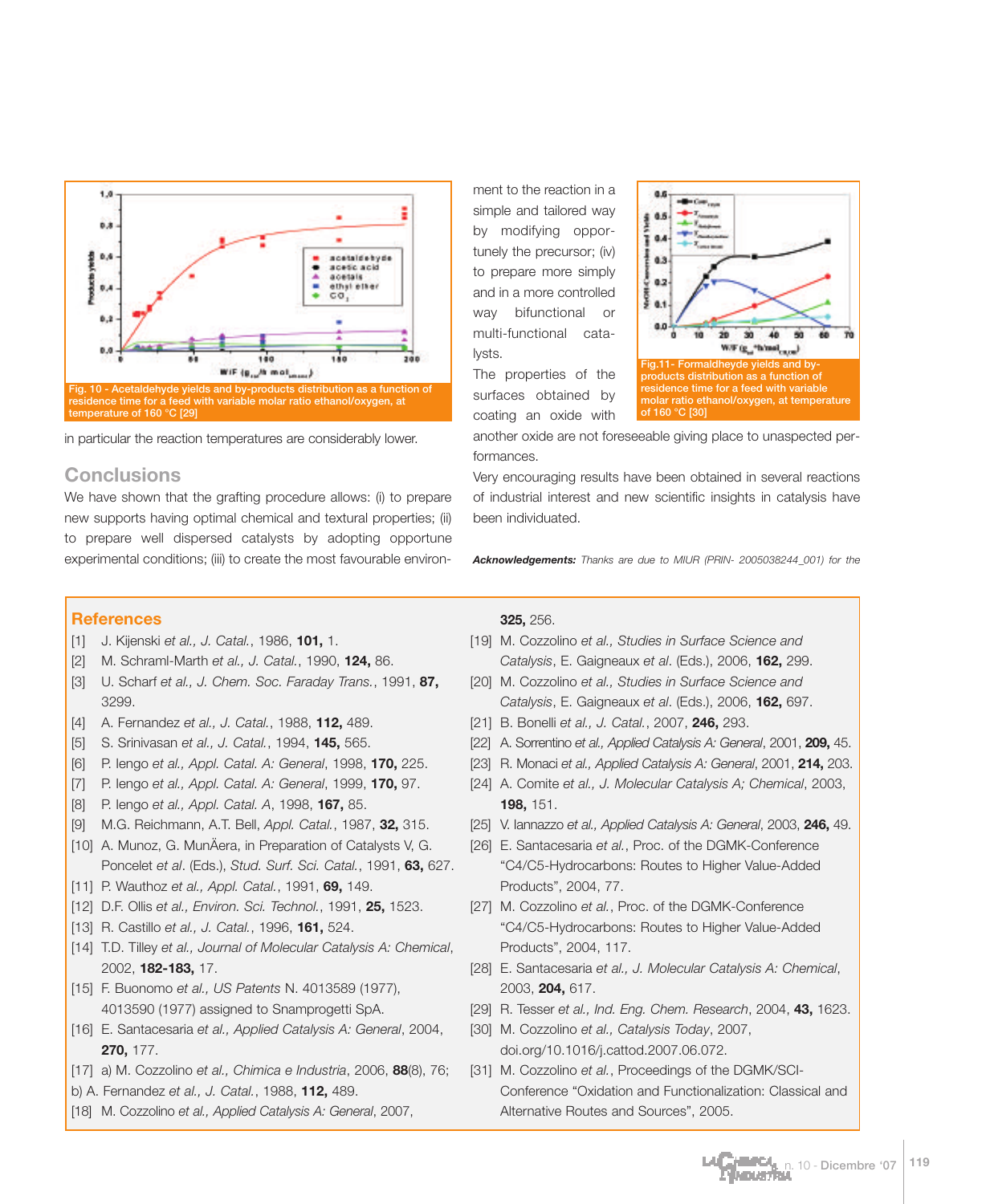1,0

0,8

0,6

0,4

0,2

0,0

0 50 100 150 200

Products yields

W/F ($g_{cat}$/h $mol_{ethanol}$)

acetaldehyde
acetic acid
acetals
ethyl ether
$CO_2$

Fig. 10 - Acetaldehyde yields and by-products distribution as a function of residence time for a feed with variable molar ratio ethanol/oxygen, at temperature of 160 °C [29]

in particular the reaction temperatures are considerably lower.

## Conclusions

We have shown that the grafting procedure allows: (i) to prepare new supports having optimal chemical and textural properties; (ii) to prepare well dispersed catalysts by adopting opportune experimental conditions; (iii) to create the most favourable environment to the reaction in a simple and tailored way by modifying opportunely the precursor; (iv) to prepare more simply and in a more controlled way bifunctional or multi-functional catalysts.

0.6

0.5

0.4

0.3

0.2

0.1

0.0

0 10 20 30 40 50 60 70

MeOH Conversion and Yields

W/F ($g_{cat}$*h/$mol_{CH_3OH}$)

Fig.11- Formaldheyde yields and by-products distribution as a function of residence time for a feed with variable molar ratio ethanol/oxygen, at temperature of 160 °C [30]

The properties of the surfaces obtained by coating an oxide with another oxide are not foreseeable giving place to unaspected performances.

Very encouraging results have been obtained in several reactions of industrial interest and new scientific insights in catalysis have been individuated.

***Acknowledgements:*** *Thanks are due to MIUR (PRIN- 2005038244_001) for the*

## References

[1] J. Kijenski *et al., J. Catal.*, 1986, **101,** 1.

[2] M. Schraml-Marth *et al., J. Catal.*, 1990, **124,** 86.

[3] U. Scharf *et al., J. Chem. Soc. Faraday Trans.*, 1991, **87,** 3299.

[4] A. Fernandez *et al., J. Catal.*, 1988, **112,** 489.

[5] S. Srinivasan *et al., J. Catal.*, 1994, **145,** 565.

[6] P. Iengo *et al., Appl. Catal. A: General*, 1998, **170,** 225.

[7] P. Iengo *et al., Appl. Catal. A: General*, 1999, **170,** 97.

[8] P. Iengo *et al., Appl. Catal. A*, 1998, **167,** 85.

[9] M.G. Reichmann, A.T. Bell, *Appl. Catal.*, 1987, **32,** 315.

[10] A. Munoz, G. MunÄera, in Preparation of Catalysts V, G. Poncelet *et al*. (Eds.), *Stud. Surf. Sci. Catal.*, 1991, **63,** 627.

[11] P. Wauthoz *et al., Appl. Catal.*, 1991, **69,** 149.

[12] D.F. Ollis *et al., Environ. Sci. Technol.*, 1991, **25,** 1523.

[13] R. Castillo *et al., J. Catal.*, 1996, **161,** 524.

[14] T.D. Tilley *et al., Journal of Molecular Catalysis A: Chemical*, 2002, **182-183,** 17.

[15] F. Buonomo *et al., US Patents* N. 4013589 (1977), 4013590 (1977) assigned to Snamprogetti SpA.

[16] E. Santacesaria *et al., Applied Catalysis A: General*, 2004, **270,** 177.

[17] a) M. Cozzolino *et al., Chimica e Industria*, 2006, **88**(8), 76;
b) A. Fernandez *et al., J. Catal.*, 1988, **112,** 489.

[18] M. Cozzolino *et al., Applied Catalysis A: General*, 2007, **325,** 256.

[19] M. Cozzolino *et al., Studies in Surface Science and Catalysis*, E. Gaigneaux *et al*. (Eds.), 2006, **162,** 299.

[20] M. Cozzolino *et al., Studies in Surface Science and Catalysis*, E. Gaigneaux *et al*. (Eds.), 2006, **162,** 697.

[21] B. Bonelli *et al., J. Catal.*, 2007, **246,** 293.

[22] A. Sorrentino *et al., Applied Catalysis A: General*, 2001, **209,** 45.

[23] R. Monaci *et al., Applied Catalysis A: General*, 2001, **214,** 203.

[24] A. Comite *et al., J. Molecular Catalysis A; Chemical*, 2003, **198,** 151.

[25] V. Iannazzo *et al., Applied Catalysis A: General*, 2003, **246,** 49.

[26] E. Santacesaria *et al.*, Proc. of the DGMK-Conference "C4/C5-Hydrocarbons: Routes to Higher Value-Added Products", 2004, 77.

[27] M. Cozzolino *et al.*, Proc. of the DGMK-Conference "C4/C5-Hydrocarbons: Routes to Higher Value-Added Products", 2004, 117.

[28] E. Santacesaria *et al., J. Molecular Catalysis A: Chemical*, 2003, **204,** 617.

[29] R. Tesser *et al., Ind. Eng. Chem. Research*, 2004, **43,** 1623.

[30] M. Cozzolino *et al., Catalysis Today*, 2007, doi.org/10.1016/j.cattod.2007.06.072.

[31] M. Cozzolino *et al.*, Proceedings of the DGMK/SCI-Conference "Oxidation and Functionalization: Classical and Alternative Routes and Sources", 2005.